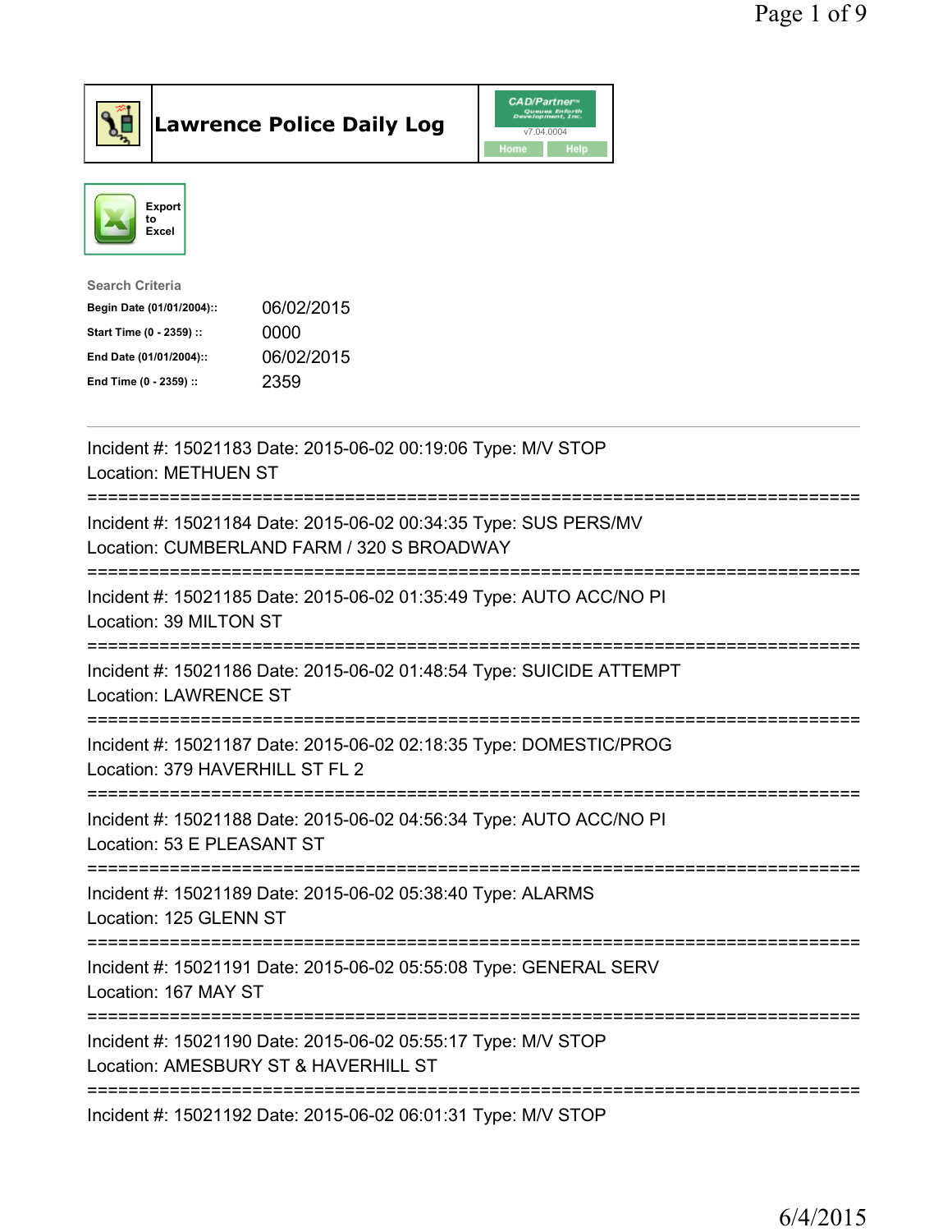# Lawrence Police Daily Log

Export to Excel

Search Criteria

| | |
|---|---|
| **Begin Date (01/01/2004)::** | 06/02/2015 |
| **Start Time (0 - 2359) ::** | 0000 |
| **End Date (01/01/2004)::** | 06/02/2015 |
| **End Time (0 - 2359) ::** | 2359 |

---

Incident #: 15021183 Date: 2015-06-02 00:19:06 Type: M/V STOP
Location: METHUEN ST

===========================================================================

Incident #: 15021184 Date: 2015-06-02 00:34:35 Type: SUS PERS/MV
Location: CUMBERLAND FARM / 320 S BROADWAY

===========================================================================

Incident #: 15021185 Date: 2015-06-02 01:35:49 Type: AUTO ACC/NO PI
Location: 39 MILTON ST

===========================================================================

Incident #: 15021186 Date: 2015-06-02 01:48:54 Type: SUICIDE ATTEMPT
Location: LAWRENCE ST

===========================================================================

Incident #: 15021187 Date: 2015-06-02 02:18:35 Type: DOMESTIC/PROG
Location: 379 HAVERHILL ST FL 2

===========================================================================

Incident #: 15021188 Date: 2015-06-02 04:56:34 Type: AUTO ACC/NO PI
Location: 53 E PLEASANT ST

===========================================================================

Incident #: 15021189 Date: 2015-06-02 05:38:40 Type: ALARMS
Location: 125 GLENN ST

===========================================================================

Incident #: 15021191 Date: 2015-06-02 05:55:08 Type: GENERAL SERV
Location: 167 MAY ST

===========================================================================

Incident #: 15021190 Date: 2015-06-02 05:55:17 Type: M/V STOP
Location: AMESBURY ST & HAVERHILL ST

===========================================================================

Incident #: 15021192 Date: 2015-06-02 06:01:31 Type: M/V STOP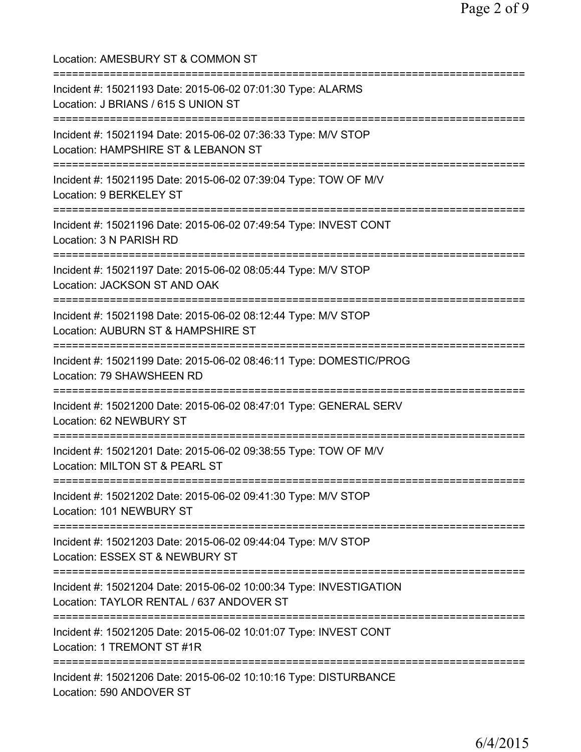Location: AMESBURY ST & COMMON ST

===========================================================================

Incident #: 15021193 Date: 2015-06-02 07:01:30 Type: ALARMS
Location: J BRIANS / 615 S UNION ST

===========================================================================

Incident #: 15021194 Date: 2015-06-02 07:36:33 Type: M/V STOP
Location: HAMPSHIRE ST & LEBANON ST

===========================================================================

Incident #: 15021195 Date: 2015-06-02 07:39:04 Type: TOW OF M/V
Location: 9 BERKELEY ST

===========================================================================

Incident #: 15021196 Date: 2015-06-02 07:49:54 Type: INVEST CONT
Location: 3 N PARISH RD

===========================================================================

Incident #: 15021197 Date: 2015-06-02 08:05:44 Type: M/V STOP
Location: JACKSON ST AND OAK

===========================================================================

Incident #: 15021198 Date: 2015-06-02 08:12:44 Type: M/V STOP
Location: AUBURN ST & HAMPSHIRE ST

===========================================================================

Incident #: 15021199 Date: 2015-06-02 08:46:11 Type: DOMESTIC/PROG
Location: 79 SHAWSHEEN RD

===========================================================================

Incident #: 15021200 Date: 2015-06-02 08:47:01 Type: GENERAL SERV
Location: 62 NEWBURY ST

===========================================================================

Incident #: 15021201 Date: 2015-06-02 09:38:55 Type: TOW OF M/V
Location: MILTON ST & PEARL ST

===========================================================================

Incident #: 15021202 Date: 2015-06-02 09:41:30 Type: M/V STOP
Location: 101 NEWBURY ST

===========================================================================

Incident #: 15021203 Date: 2015-06-02 09:44:04 Type: M/V STOP
Location: ESSEX ST & NEWBURY ST

===========================================================================

Incident #: 15021204 Date: 2015-06-02 10:00:34 Type: INVESTIGATION
Location: TAYLOR RENTAL / 637 ANDOVER ST

===========================================================================

Incident #: 15021205 Date: 2015-06-02 10:01:07 Type: INVEST CONT
Location: 1 TREMONT ST #1R

===========================================================================

Incident #: 15021206 Date: 2015-06-02 10:10:16 Type: DISTURBANCE
Location: 590 ANDOVER ST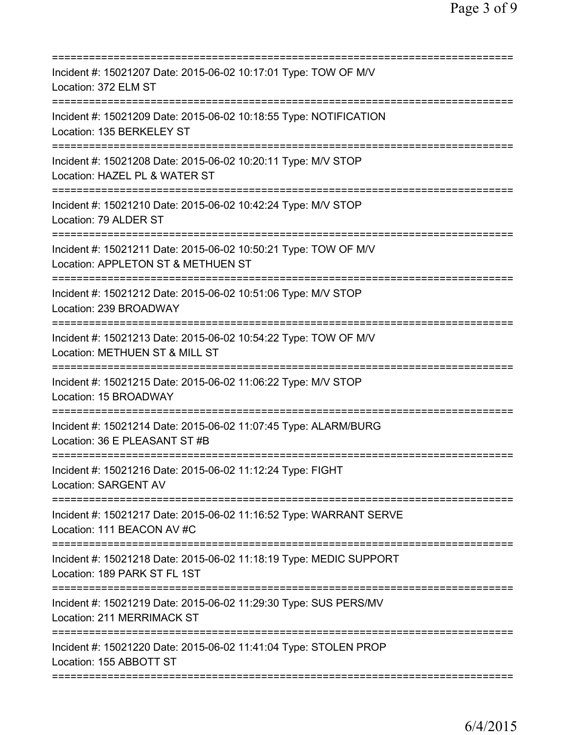===========================================================================
Incident #: 15021207 Date: 2015-06-02 10:17:01 Type: TOW OF M/V
Location: 372 ELM ST
===========================================================================
Incident #: 15021209 Date: 2015-06-02 10:18:55 Type: NOTIFICATION
Location: 135 BERKELEY ST
===========================================================================
Incident #: 15021208 Date: 2015-06-02 10:20:11 Type: M/V STOP
Location: HAZEL PL & WATER ST
===========================================================================
Incident #: 15021210 Date: 2015-06-02 10:42:24 Type: M/V STOP
Location: 79 ALDER ST
===========================================================================
Incident #: 15021211 Date: 2015-06-02 10:50:21 Type: TOW OF M/V
Location: APPLETON ST & METHUEN ST
===========================================================================
Incident #: 15021212 Date: 2015-06-02 10:51:06 Type: M/V STOP
Location: 239 BROADWAY
===========================================================================
Incident #: 15021213 Date: 2015-06-02 10:54:22 Type: TOW OF M/V
Location: METHUEN ST & MILL ST
===========================================================================
Incident #: 15021215 Date: 2015-06-02 11:06:22 Type: M/V STOP
Location: 15 BROADWAY
===========================================================================
Incident #: 15021214 Date: 2015-06-02 11:07:45 Type: ALARM/BURG
Location: 36 E PLEASANT ST #B
===========================================================================
Incident #: 15021216 Date: 2015-06-02 11:12:24 Type: FIGHT
Location: SARGENT AV
===========================================================================
Incident #: 15021217 Date: 2015-06-02 11:16:52 Type: WARRANT SERVE
Location: 111 BEACON AV #C
===========================================================================
Incident #: 15021218 Date: 2015-06-02 11:18:19 Type: MEDIC SUPPORT
Location: 189 PARK ST FL 1ST
===========================================================================
Incident #: 15021219 Date: 2015-06-02 11:29:30 Type: SUS PERS/MV
Location: 211 MERRIMACK ST
===========================================================================
Incident #: 15021220 Date: 2015-06-02 11:41:04 Type: STOLEN PROP
Location: 155 ABBOTT ST
===========================================================================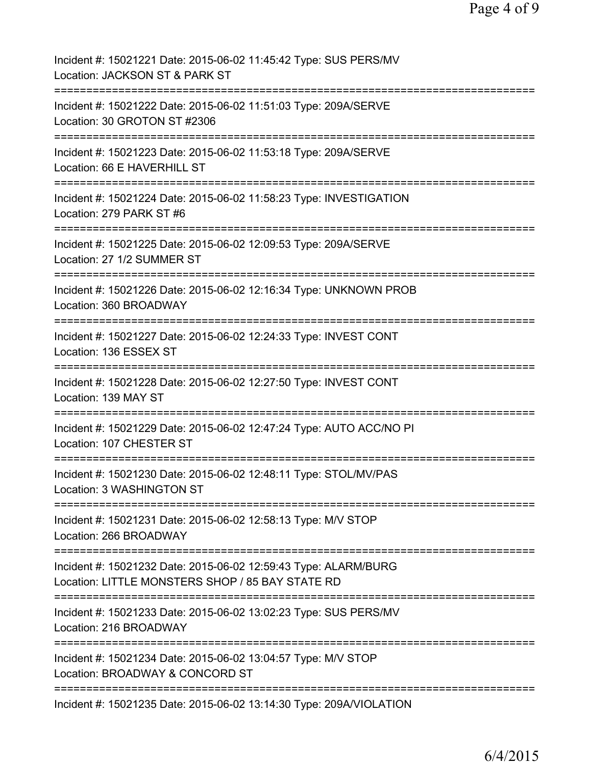Incident #: 15021221 Date: 2015-06-02 11:45:42 Type: SUS PERS/MV
Location: JACKSON ST & PARK ST

===========================================================================

Incident #: 15021222 Date: 2015-06-02 11:51:03 Type: 209A/SERVE
Location: 30 GROTON ST #2306

===========================================================================

Incident #: 15021223 Date: 2015-06-02 11:53:18 Type: 209A/SERVE
Location: 66 E HAVERHILL ST

===========================================================================

Incident #: 15021224 Date: 2015-06-02 11:58:23 Type: INVESTIGATION
Location: 279 PARK ST #6

===========================================================================

Incident #: 15021225 Date: 2015-06-02 12:09:53 Type: 209A/SERVE
Location: 27 1/2 SUMMER ST

===========================================================================

Incident #: 15021226 Date: 2015-06-02 12:16:34 Type: UNKNOWN PROB
Location: 360 BROADWAY

===========================================================================

Incident #: 15021227 Date: 2015-06-02 12:24:33 Type: INVEST CONT
Location: 136 ESSEX ST

===========================================================================

Incident #: 15021228 Date: 2015-06-02 12:27:50 Type: INVEST CONT
Location: 139 MAY ST

===========================================================================

Incident #: 15021229 Date: 2015-06-02 12:47:24 Type: AUTO ACC/NO PI
Location: 107 CHESTER ST

===========================================================================

Incident #: 15021230 Date: 2015-06-02 12:48:11 Type: STOL/MV/PAS
Location: 3 WASHINGTON ST

===========================================================================

Incident #: 15021231 Date: 2015-06-02 12:58:13 Type: M/V STOP
Location: 266 BROADWAY

===========================================================================

Incident #: 15021232 Date: 2015-06-02 12:59:43 Type: ALARM/BURG
Location: LITTLE MONSTERS SHOP / 85 BAY STATE RD

===========================================================================

Incident #: 15021233 Date: 2015-06-02 13:02:23 Type: SUS PERS/MV
Location: 216 BROADWAY

===========================================================================

Incident #: 15021234 Date: 2015-06-02 13:04:57 Type: M/V STOP
Location: BROADWAY & CONCORD ST

===========================================================================

Incident #: 15021235 Date: 2015-06-02 13:14:30 Type: 209A/VIOLATION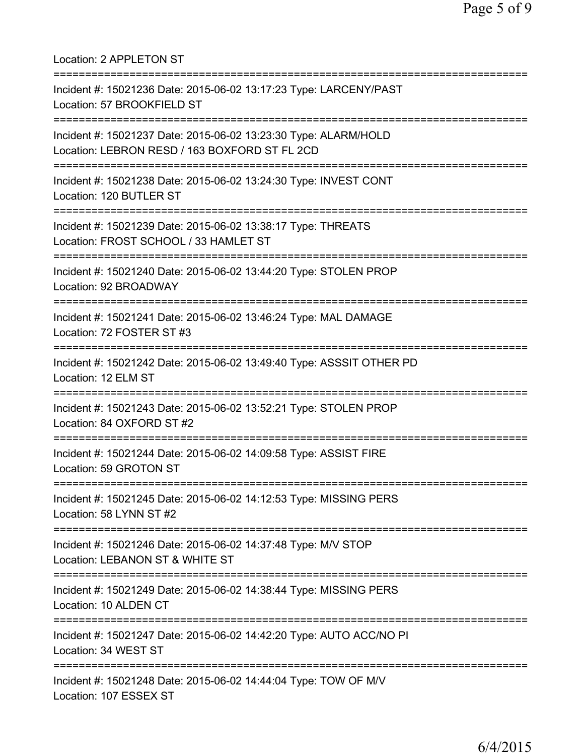Location: 2 APPLETON ST

===========================================================================

Incident #: 15021236 Date: 2015-06-02 13:17:23 Type: LARCENY/PAST
Location: 57 BROOKFIELD ST

===========================================================================

Incident #: 15021237 Date: 2015-06-02 13:23:30 Type: ALARM/HOLD
Location: LEBRON RESD / 163 BOXFORD ST FL 2CD

===========================================================================

Incident #: 15021238 Date: 2015-06-02 13:24:30 Type: INVEST CONT
Location: 120 BUTLER ST

===========================================================================

Incident #: 15021239 Date: 2015-06-02 13:38:17 Type: THREATS
Location: FROST SCHOOL / 33 HAMLET ST

===========================================================================

Incident #: 15021240 Date: 2015-06-02 13:44:20 Type: STOLEN PROP
Location: 92 BROADWAY

===========================================================================

Incident #: 15021241 Date: 2015-06-02 13:46:24 Type: MAL DAMAGE
Location: 72 FOSTER ST #3

===========================================================================

Incident #: 15021242 Date: 2015-06-02 13:49:40 Type: ASSSIT OTHER PD
Location: 12 ELM ST

===========================================================================

Incident #: 15021243 Date: 2015-06-02 13:52:21 Type: STOLEN PROP
Location: 84 OXFORD ST #2

===========================================================================

Incident #: 15021244 Date: 2015-06-02 14:09:58 Type: ASSIST FIRE
Location: 59 GROTON ST

===========================================================================

Incident #: 15021245 Date: 2015-06-02 14:12:53 Type: MISSING PERS
Location: 58 LYNN ST #2

===========================================================================

Incident #: 15021246 Date: 2015-06-02 14:37:48 Type: M/V STOP
Location: LEBANON ST & WHITE ST

===========================================================================

Incident #: 15021249 Date: 2015-06-02 14:38:44 Type: MISSING PERS
Location: 10 ALDEN CT

===========================================================================

Incident #: 15021247 Date: 2015-06-02 14:42:20 Type: AUTO ACC/NO PI
Location: 34 WEST ST

===========================================================================

Incident #: 15021248 Date: 2015-06-02 14:44:04 Type: TOW OF M/V
Location: 107 ESSEX ST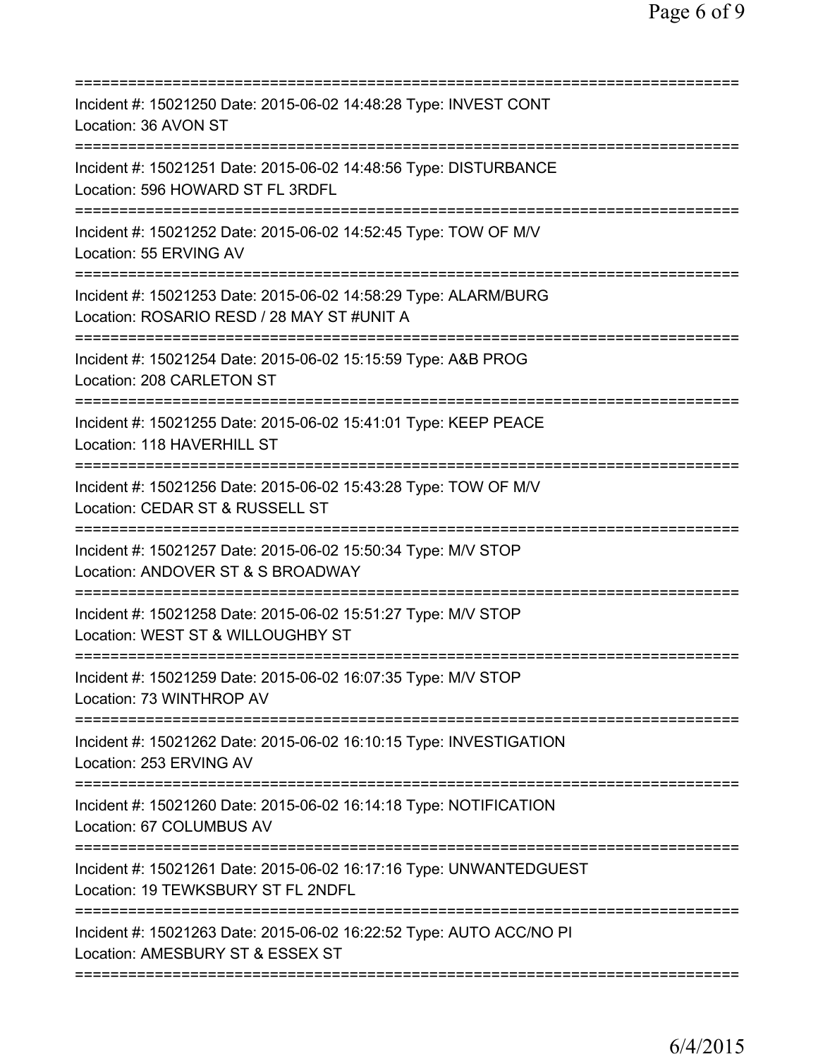===========================================================================
Incident #: 15021250 Date: 2015-06-02 14:48:28 Type: INVEST CONT
Location: 36 AVON ST
===========================================================================
Incident #: 15021251 Date: 2015-06-02 14:48:56 Type: DISTURBANCE
Location: 596 HOWARD ST FL 3RDFL
===========================================================================
Incident #: 15021252 Date: 2015-06-02 14:52:45 Type: TOW OF M/V
Location: 55 ERVING AV
===========================================================================
Incident #: 15021253 Date: 2015-06-02 14:58:29 Type: ALARM/BURG
Location: ROSARIO RESD / 28 MAY ST #UNIT A
===========================================================================
Incident #: 15021254 Date: 2015-06-02 15:15:59 Type: A&B PROG
Location: 208 CARLETON ST
===========================================================================
Incident #: 15021255 Date: 2015-06-02 15:41:01 Type: KEEP PEACE
Location: 118 HAVERHILL ST
===========================================================================
Incident #: 15021256 Date: 2015-06-02 15:43:28 Type: TOW OF M/V
Location: CEDAR ST & RUSSELL ST
===========================================================================
Incident #: 15021257 Date: 2015-06-02 15:50:34 Type: M/V STOP
Location: ANDOVER ST & S BROADWAY
===========================================================================
Incident #: 15021258 Date: 2015-06-02 15:51:27 Type: M/V STOP
Location: WEST ST & WILLOUGHBY ST
===========================================================================
Incident #: 15021259 Date: 2015-06-02 16:07:35 Type: M/V STOP
Location: 73 WINTHROP AV
===========================================================================
Incident #: 15021262 Date: 2015-06-02 16:10:15 Type: INVESTIGATION
Location: 253 ERVING AV
===========================================================================
Incident #: 15021260 Date: 2015-06-02 16:14:18 Type: NOTIFICATION
Location: 67 COLUMBUS AV
===========================================================================
Incident #: 15021261 Date: 2015-06-02 16:17:16 Type: UNWANTEDGUEST
Location: 19 TEWKSBURY ST FL 2NDFL
===========================================================================
Incident #: 15021263 Date: 2015-06-02 16:22:52 Type: AUTO ACC/NO PI
Location: AMESBURY ST & ESSEX ST
===========================================================================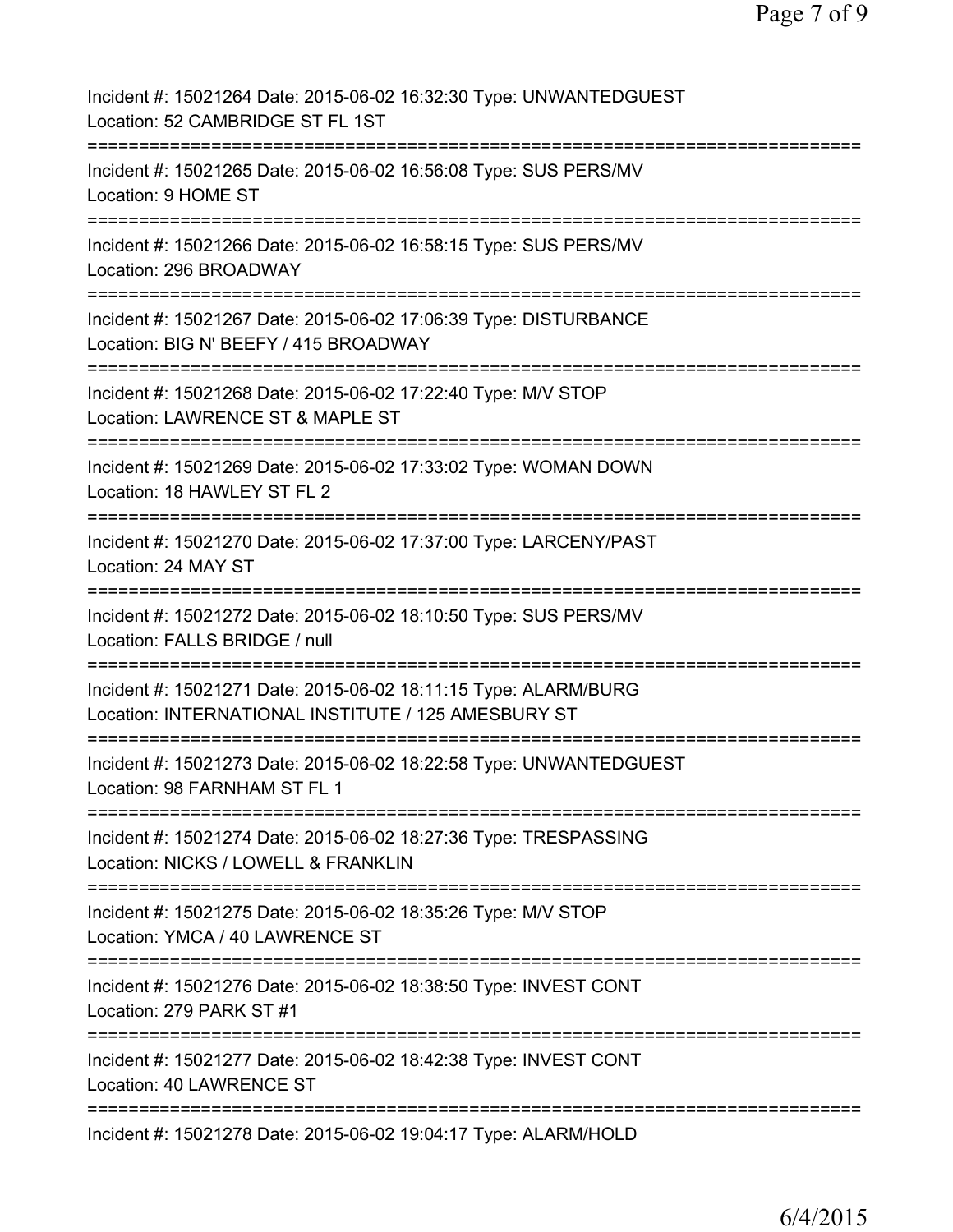Incident #: 15021264 Date: 2015-06-02 16:32:30 Type: UNWANTEDGUEST
Location: 52 CAMBRIDGE ST FL 1ST

===========================================================================

Incident #: 15021265 Date: 2015-06-02 16:56:08 Type: SUS PERS/MV
Location: 9 HOME ST

===========================================================================

Incident #: 15021266 Date: 2015-06-02 16:58:15 Type: SUS PERS/MV
Location: 296 BROADWAY

===========================================================================

Incident #: 15021267 Date: 2015-06-02 17:06:39 Type: DISTURBANCE
Location: BIG N' BEEFY / 415 BROADWAY

===========================================================================

Incident #: 15021268 Date: 2015-06-02 17:22:40 Type: M/V STOP
Location: LAWRENCE ST & MAPLE ST

===========================================================================

Incident #: 15021269 Date: 2015-06-02 17:33:02 Type: WOMAN DOWN
Location: 18 HAWLEY ST FL 2

===========================================================================

Incident #: 15021270 Date: 2015-06-02 17:37:00 Type: LARCENY/PAST
Location: 24 MAY ST

===========================================================================

Incident #: 15021272 Date: 2015-06-02 18:10:50 Type: SUS PERS/MV
Location: FALLS BRIDGE / null

===========================================================================

Incident #: 15021271 Date: 2015-06-02 18:11:15 Type: ALARM/BURG
Location: INTERNATIONAL INSTITUTE / 125 AMESBURY ST

===========================================================================

Incident #: 15021273 Date: 2015-06-02 18:22:58 Type: UNWANTEDGUEST
Location: 98 FARNHAM ST FL 1

===========================================================================

Incident #: 15021274 Date: 2015-06-02 18:27:36 Type: TRESPASSING
Location: NICKS / LOWELL & FRANKLIN

===========================================================================

Incident #: 15021275 Date: 2015-06-02 18:35:26 Type: M/V STOP
Location: YMCA / 40 LAWRENCE ST

===========================================================================

Incident #: 15021276 Date: 2015-06-02 18:38:50 Type: INVEST CONT
Location: 279 PARK ST #1

===========================================================================

Incident #: 15021277 Date: 2015-06-02 18:42:38 Type: INVEST CONT
Location: 40 LAWRENCE ST

===========================================================================

Incident #: 15021278 Date: 2015-06-02 19:04:17 Type: ALARM/HOLD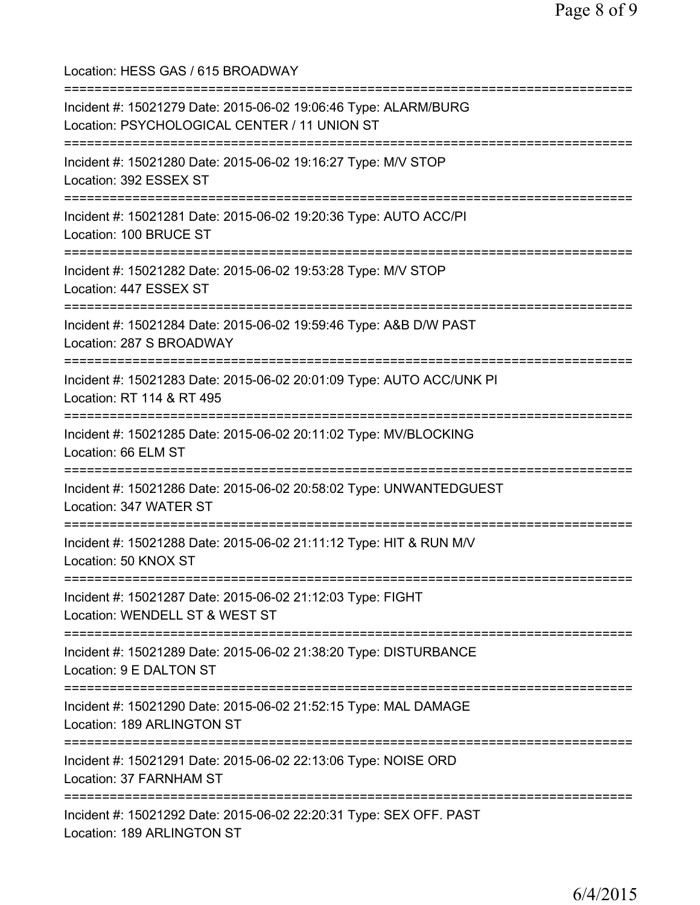Location: HESS GAS / 615 BROADWAY

===========================================================================

Incident #: 15021279 Date: 2015-06-02 19:06:46 Type: ALARM/BURG
Location: PSYCHOLOGICAL CENTER / 11 UNION ST

===========================================================================

Incident #: 15021280 Date: 2015-06-02 19:16:27 Type: M/V STOP
Location: 392 ESSEX ST

===========================================================================

Incident #: 15021281 Date: 2015-06-02 19:20:36 Type: AUTO ACC/PI
Location: 100 BRUCE ST

===========================================================================

Incident #: 15021282 Date: 2015-06-02 19:53:28 Type: M/V STOP
Location: 447 ESSEX ST

===========================================================================

Incident #: 15021284 Date: 2015-06-02 19:59:46 Type: A&B D/W PAST
Location: 287 S BROADWAY

===========================================================================

Incident #: 15021283 Date: 2015-06-02 20:01:09 Type: AUTO ACC/UNK PI
Location: RT 114 & RT 495

===========================================================================

Incident #: 15021285 Date: 2015-06-02 20:11:02 Type: MV/BLOCKING
Location: 66 ELM ST

===========================================================================

Incident #: 15021286 Date: 2015-06-02 20:58:02 Type: UNWANTEDGUEST
Location: 347 WATER ST

===========================================================================

Incident #: 15021288 Date: 2015-06-02 21:11:12 Type: HIT & RUN M/V
Location: 50 KNOX ST

===========================================================================

Incident #: 15021287 Date: 2015-06-02 21:12:03 Type: FIGHT
Location: WENDELL ST & WEST ST

===========================================================================

Incident #: 15021289 Date: 2015-06-02 21:38:20 Type: DISTURBANCE
Location: 9 E DALTON ST

===========================================================================

Incident #: 15021290 Date: 2015-06-02 21:52:15 Type: MAL DAMAGE
Location: 189 ARLINGTON ST

===========================================================================

Incident #: 15021291 Date: 2015-06-02 22:13:06 Type: NOISE ORD
Location: 37 FARNHAM ST

===========================================================================

Incident #: 15021292 Date: 2015-06-02 22:20:31 Type: SEX OFF. PAST
Location: 189 ARLINGTON ST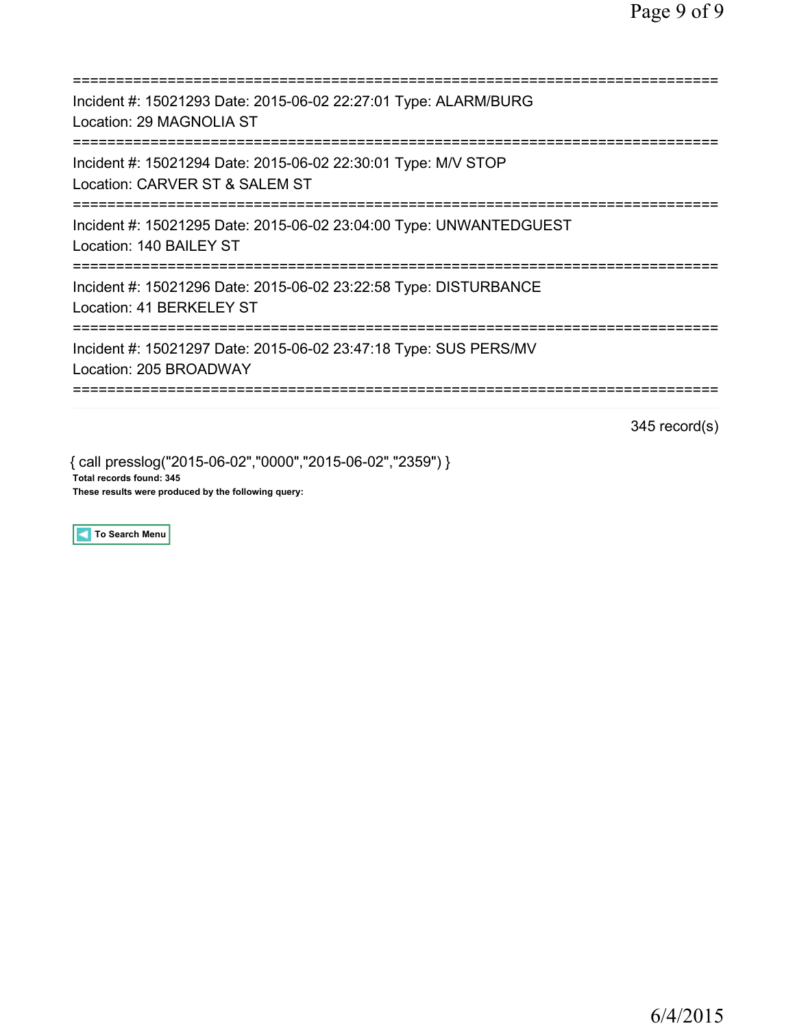===========================================================================

Incident #: 15021293 Date: 2015-06-02 22:27:01 Type: ALARM/BURG
Location: 29 MAGNOLIA ST

===========================================================================

Incident #: 15021294 Date: 2015-06-02 22:30:01 Type: M/V STOP
Location: CARVER ST & SALEM ST

===========================================================================

Incident #: 15021295 Date: 2015-06-02 23:04:00 Type: UNWANTEDGUEST
Location: 140 BAILEY ST

===========================================================================

Incident #: 15021296 Date: 2015-06-02 23:22:58 Type: DISTURBANCE
Location: 41 BERKELEY ST

===========================================================================

Incident #: 15021297 Date: 2015-06-02 23:47:18 Type: SUS PERS/MV
Location: 205 BROADWAY

===========================================================================

345 record(s)

{ call presslog("2015-06-02","0000","2015-06-02","2359") }

**Total records found: 345**

**These results were produced by the following query:**

To Search Menu